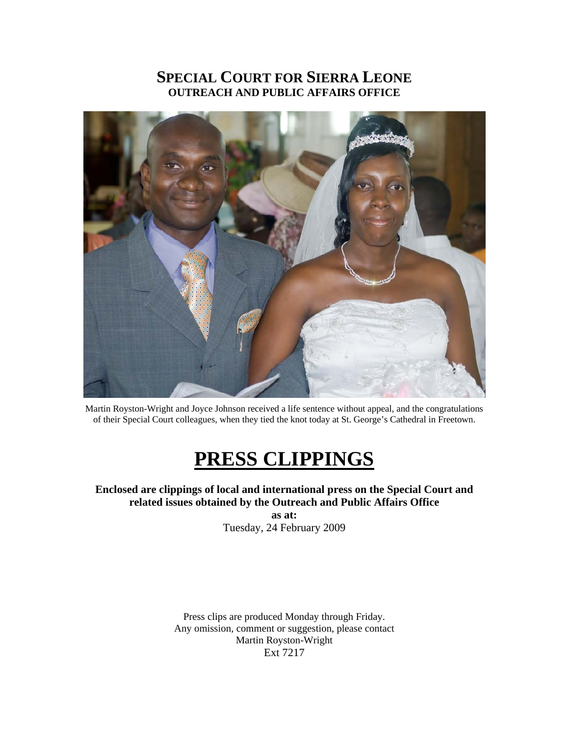# SPECIAL COURT FOR SIERRA LEONE
## OUTREACH AND PUBLIC AFFAIRS OFFICE

Martin Royston-Wright and Joyce Johnson received a life sentence without appeal, and the congratulations of their Special Court colleagues, when they tied the knot today at St. George's Cathedral in Freetown.

# PRESS CLIPPINGS

**Enclosed are clippings of local and international press on the Special Court and related issues obtained by the Outreach and Public Affairs Office**

**as at:**

Tuesday, 24 February 2009

Press clips are produced Monday through Friday.
Any omission, comment or suggestion, please contact
Martin Royston-Wright
Ext 7217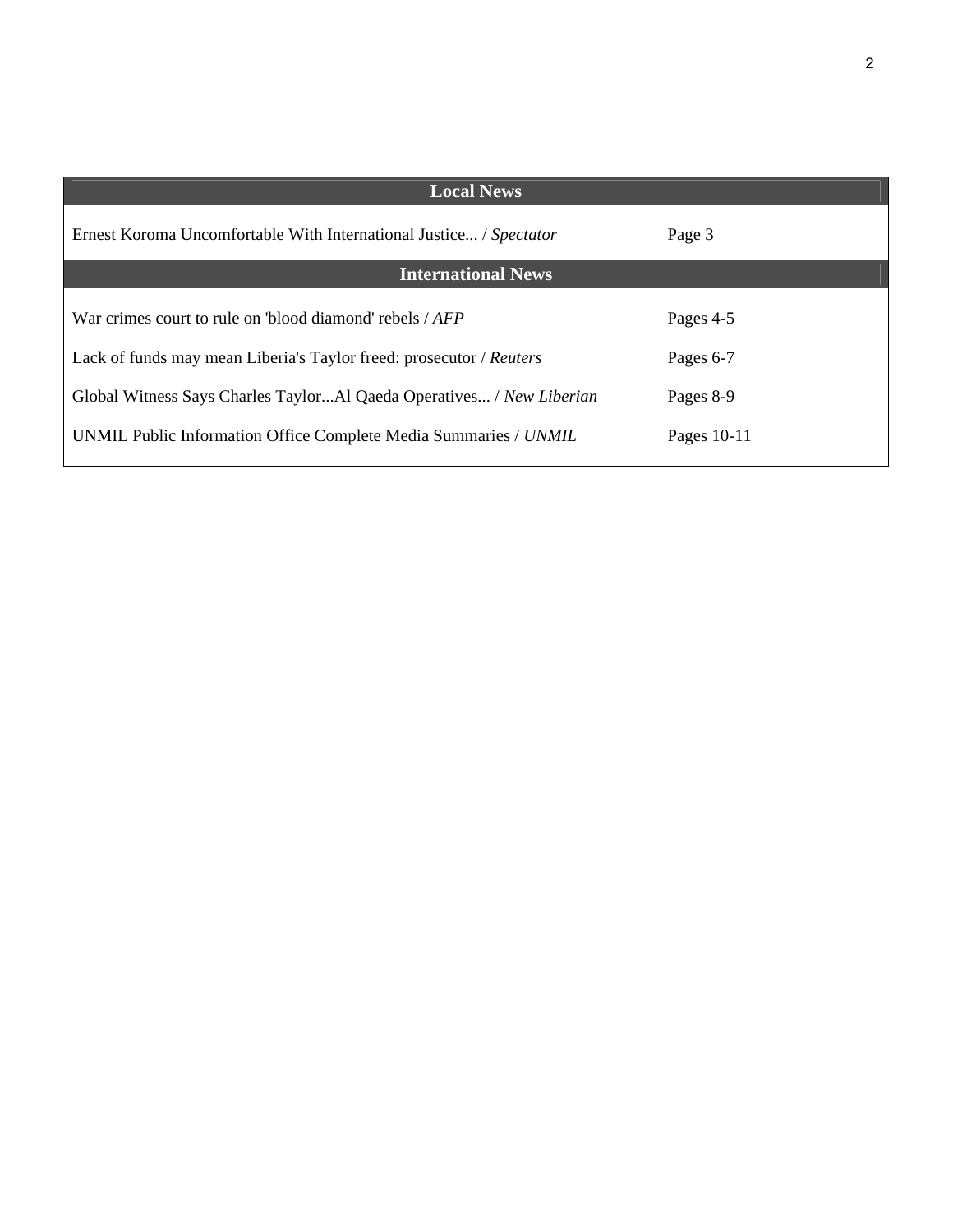## Local News

| | |
|---|---|
| Ernest Koroma Uncomfortable With International Justice... / *Spectator* | Page 3 |

## International News

| | |
|---|---|
| War crimes court to rule on 'blood diamond' rebels / *AFP* | Pages 4-5 |
| Lack of funds may mean Liberia's Taylor freed: prosecutor / *Reuters* | Pages 6-7 |
| Global Witness Says Charles Taylor...Al Qaeda Operatives... / *New Liberian* | Pages 8-9 |
| UNMIL Public Information Office Complete Media Summaries / *UNMIL* | Pages 10-11 |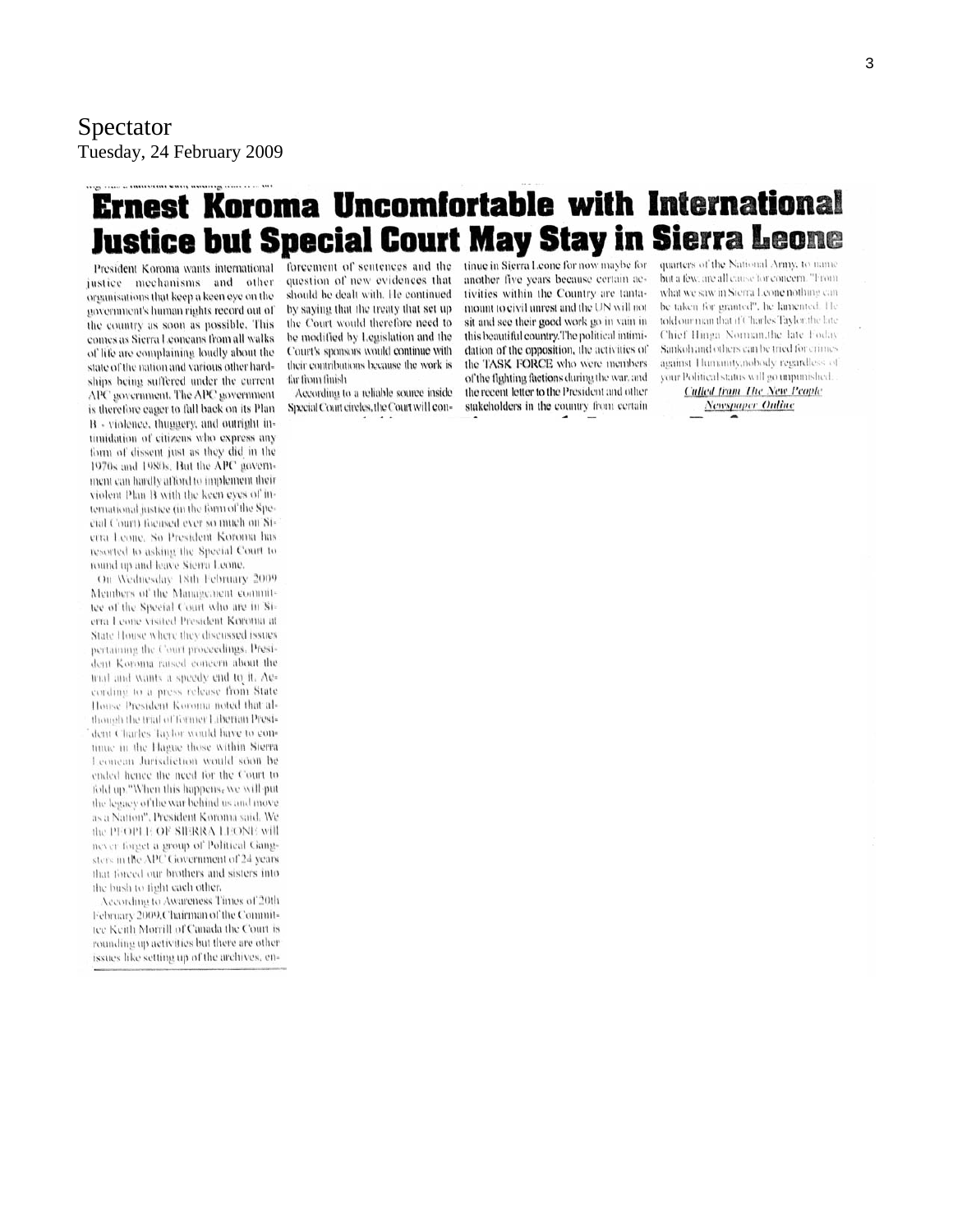Spectator
Tuesday, 24 February 2009

# Ernest Koroma Uncomfortable with International Justice but Special Court May Stay in Sierra Leone

President Koroma wants international justice mechanisms and other organisations that keep a keen eye on the government's human rights record out of the country as soon as possible. This comes as Sierra Leoneans from all walks of life are complaining loudly about the state of the nation and various other hardships being suffered under the current APC government. The APC government is therefore eager to fall back on its Plan B - violence, thuggery, and outright intimidation of citizens who express any form of dissent just as they did in the 1970s and 1980s. But the APC government can hardly afford to implement their violent Plan B with the keen eyes of international justice (in the form of the Special Court) focused ever so much on Sierra Leone. So President Koroma has resorted to asking the Special Court to round up and leave Sierra Leone.

On Wednesday 18th February 2009 Members of the Management committee of the Special Court who are in Sierra Leone visited President Koroma at State House where they discussed issues pertaining the Court proceedings. President Koroma raised concern about the trial and wants a speedy end to it. According to a press release from State House President Koroma noted that although the trial of former Liberian President Charles Taylor would have to continue in the Hague those within Sierra Leonean Jurisdiction would soon be ended hence the need for the Court to fold up. "When this happens, we will put the legacy of the war behind us and move as a Nation", President Koroma said. We the PEOPLE OF SIERRA LEONE will never forget a group of Political Gangsters in the APC Government of 24 years that forced our brothers and sisters into the bush to fight each other.

According to Awareness Times of 20th February 2009, Chairman of the Committee Keith Morrill of Canada the Court is rounding up activities but there are other issues like setting up of the archives, enforcement of sentences and the question of new evidences that should be dealt with. He continued by saying that the treaty that set up the Court would therefore need to be modified by Legislation and the Court's sponsors would continue with their contributions because the work is far from finish.

According to a reliable source inside Special Court circles, the Court will continue in Sierra Leone for now maybe for another five years because certain activities within the Country are tantamount to civil unrest and the UN will not sit and see their good work go in vain in this beautiful country. The political intimidation of the opposition, the activities of the TASK FORCE who were members of the fighting factions during the war, and the recent letter to the President and other stakeholders in the country from certain quarters of the National Army, to name but a few, are all cause for concern. "From what we saw in Sierra Leone nothing can be taken for granted", he lamented. He told our man that if Charles Taylor, the late Chief Hinga Norman, the late Foday Sankoh and others can be tried for crimes against Humanity, nobody regardless of your Political status will go unpunished.

*Culled from The New People Newspaper Online*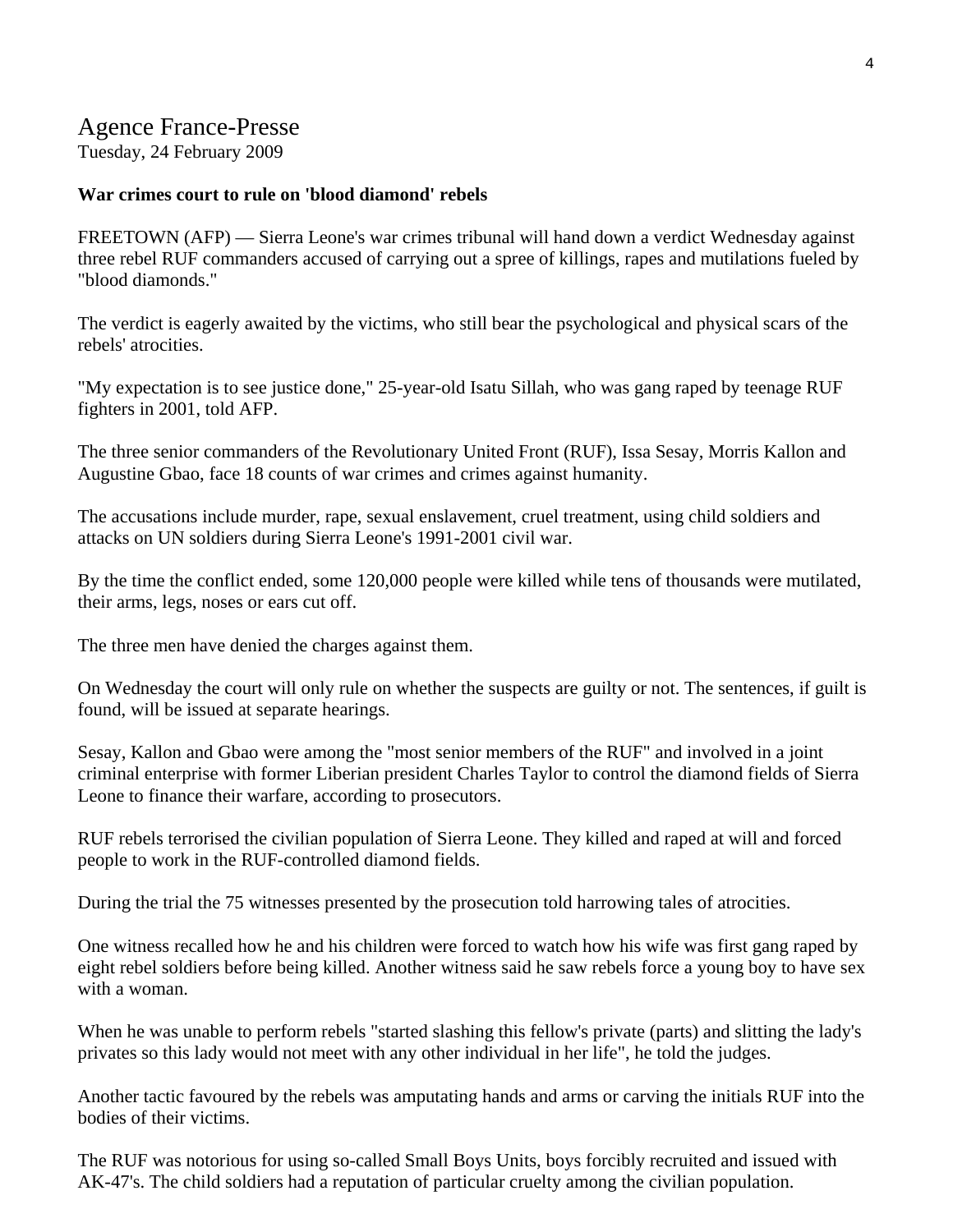Agence France-Presse
Tuesday, 24 February 2009

**War crimes court to rule on 'blood diamond' rebels**

FREETOWN (AFP) — Sierra Leone's war crimes tribunal will hand down a verdict Wednesday against three rebel RUF commanders accused of carrying out a spree of killings, rapes and mutilations fueled by "blood diamonds."

The verdict is eagerly awaited by the victims, who still bear the psychological and physical scars of the rebels' atrocities.

"My expectation is to see justice done," 25-year-old Isatu Sillah, who was gang raped by teenage RUF fighters in 2001, told AFP.

The three senior commanders of the Revolutionary United Front (RUF), Issa Sesay, Morris Kallon and Augustine Gbao, face 18 counts of war crimes and crimes against humanity.

The accusations include murder, rape, sexual enslavement, cruel treatment, using child soldiers and attacks on UN soldiers during Sierra Leone's 1991-2001 civil war.

By the time the conflict ended, some 120,000 people were killed while tens of thousands were mutilated, their arms, legs, noses or ears cut off.

The three men have denied the charges against them.

On Wednesday the court will only rule on whether the suspects are guilty or not. The sentences, if guilt is found, will be issued at separate hearings.

Sesay, Kallon and Gbao were among the "most senior members of the RUF" and involved in a joint criminal enterprise with former Liberian president Charles Taylor to control the diamond fields of Sierra Leone to finance their warfare, according to prosecutors.

RUF rebels terrorised the civilian population of Sierra Leone. They killed and raped at will and forced people to work in the RUF-controlled diamond fields.

During the trial the 75 witnesses presented by the prosecution told harrowing tales of atrocities.

One witness recalled how he and his children were forced to watch how his wife was first gang raped by eight rebel soldiers before being killed. Another witness said he saw rebels force a young boy to have sex with a woman.

When he was unable to perform rebels "started slashing this fellow's private (parts) and slitting the lady's privates so this lady would not meet with any other individual in her life", he told the judges.

Another tactic favoured by the rebels was amputating hands and arms or carving the initials RUF into the bodies of their victims.

The RUF was notorious for using so-called Small Boys Units, boys forcibly recruited and issued with AK-47's. The child soldiers had a reputation of particular cruelty among the civilian population.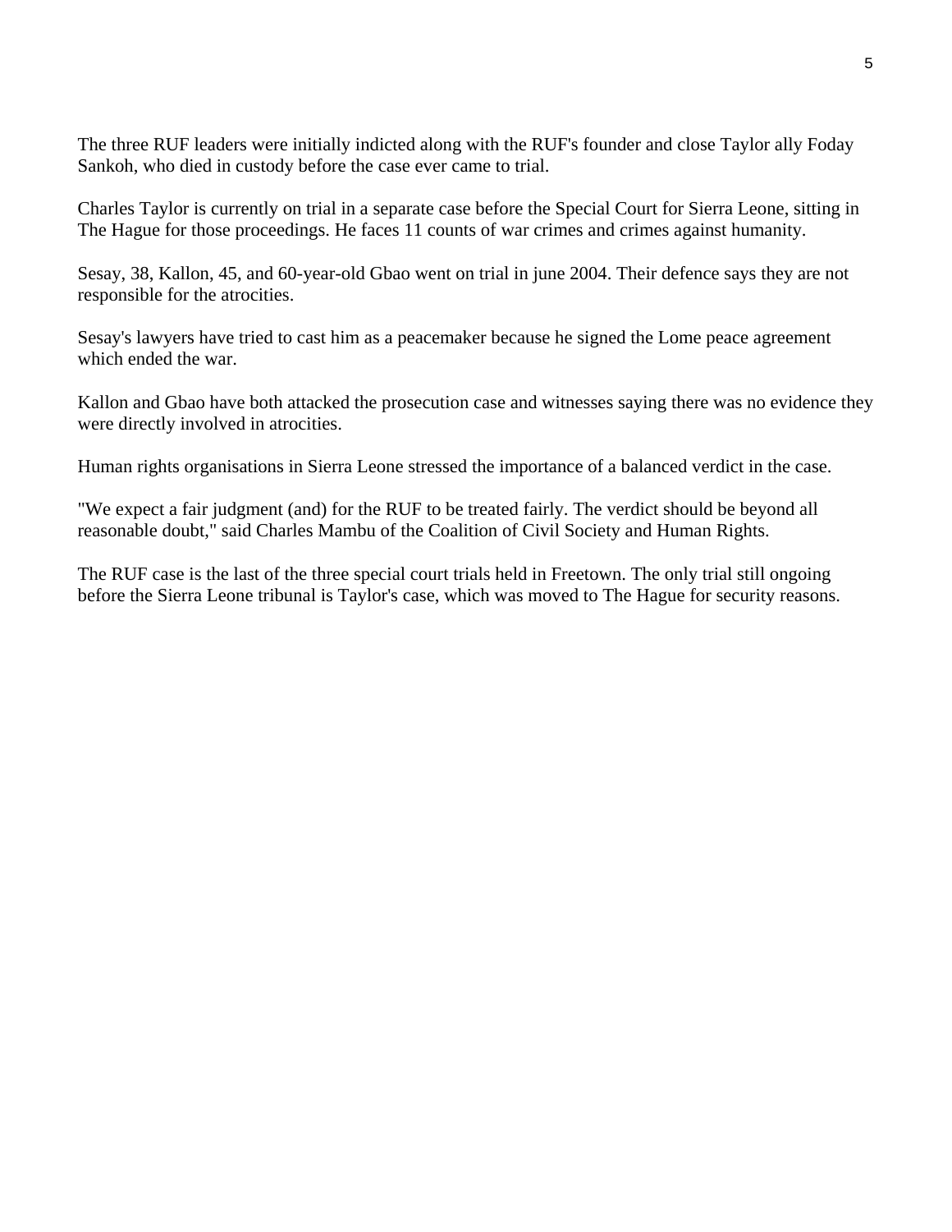The three RUF leaders were initially indicted along with the RUF's founder and close Taylor ally Foday Sankoh, who died in custody before the case ever came to trial.

Charles Taylor is currently on trial in a separate case before the Special Court for Sierra Leone, sitting in The Hague for those proceedings. He faces 11 counts of war crimes and crimes against humanity.

Sesay, 38, Kallon, 45, and 60-year-old Gbao went on trial in june 2004. Their defence says they are not responsible for the atrocities.

Sesay's lawyers have tried to cast him as a peacemaker because he signed the Lome peace agreement which ended the war.

Kallon and Gbao have both attacked the prosecution case and witnesses saying there was no evidence they were directly involved in atrocities.

Human rights organisations in Sierra Leone stressed the importance of a balanced verdict in the case.

"We expect a fair judgment (and) for the RUF to be treated fairly. The verdict should be beyond all reasonable doubt," said Charles Mambu of the Coalition of Civil Society and Human Rights.

The RUF case is the last of the three special court trials held in Freetown. The only trial still ongoing before the Sierra Leone tribunal is Taylor's case, which was moved to The Hague for security reasons.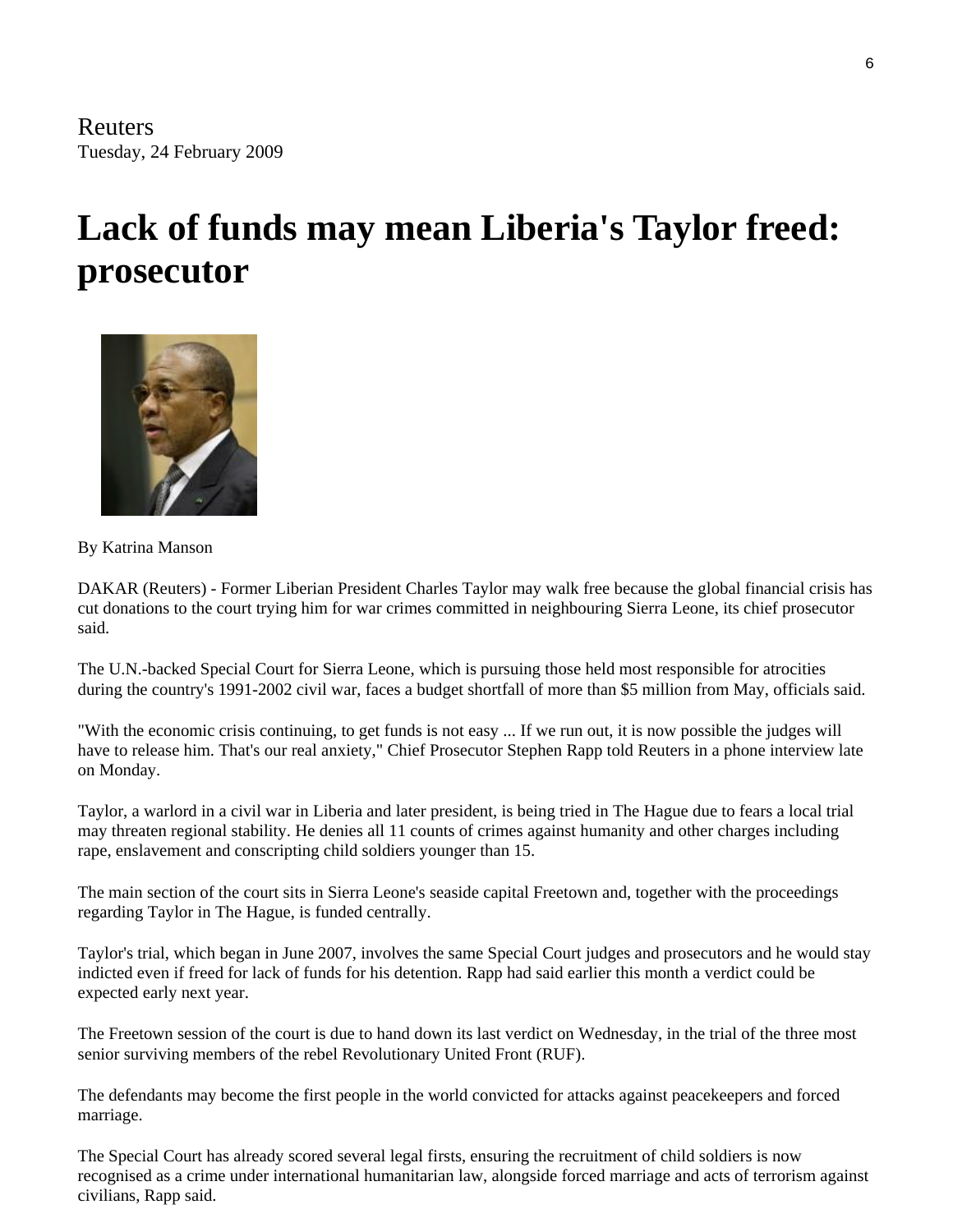Reuters
Tuesday, 24 February 2009

# Lack of funds may mean Liberia's Taylor freed: prosecutor

By Katrina Manson

DAKAR (Reuters) - Former Liberian President Charles Taylor may walk free because the global financial crisis has cut donations to the court trying him for war crimes committed in neighbouring Sierra Leone, its chief prosecutor said.

The U.N.-backed Special Court for Sierra Leone, which is pursuing those held most responsible for atrocities during the country's 1991-2002 civil war, faces a budget shortfall of more than $5 million from May, officials said.

"With the economic crisis continuing, to get funds is not easy ... If we run out, it is now possible the judges will have to release him. That's our real anxiety," Chief Prosecutor Stephen Rapp told Reuters in a phone interview late on Monday.

Taylor, a warlord in a civil war in Liberia and later president, is being tried in The Hague due to fears a local trial may threaten regional stability. He denies all 11 counts of crimes against humanity and other charges including rape, enslavement and conscripting child soldiers younger than 15.

The main section of the court sits in Sierra Leone's seaside capital Freetown and, together with the proceedings regarding Taylor in The Hague, is funded centrally.

Taylor's trial, which began in June 2007, involves the same Special Court judges and prosecutors and he would stay indicted even if freed for lack of funds for his detention. Rapp had said earlier this month a verdict could be expected early next year.

The Freetown session of the court is due to hand down its last verdict on Wednesday, in the trial of the three most senior surviving members of the rebel Revolutionary United Front (RUF).

The defendants may become the first people in the world convicted for attacks against peacekeepers and forced marriage.

The Special Court has already scored several legal firsts, ensuring the recruitment of child soldiers is now recognised as a crime under international humanitarian law, alongside forced marriage and acts of terrorism against civilians, Rapp said.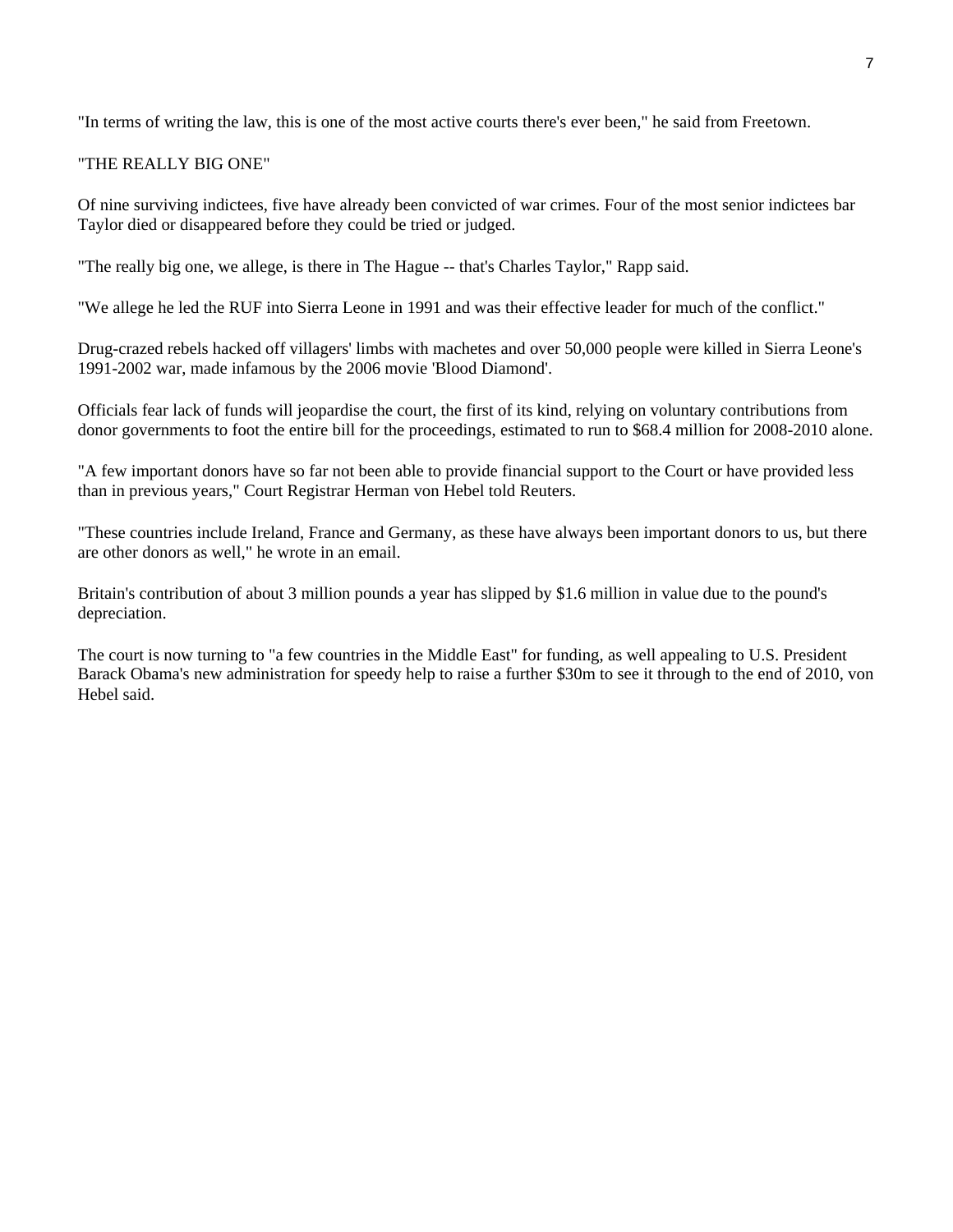"In terms of writing the law, this is one of the most active courts there's ever been," he said from Freetown.

"THE REALLY BIG ONE"

Of nine surviving indictees, five have already been convicted of war crimes. Four of the most senior indictees bar Taylor died or disappeared before they could be tried or judged.

"The really big one, we allege, is there in The Hague -- that's Charles Taylor," Rapp said.

"We allege he led the RUF into Sierra Leone in 1991 and was their effective leader for much of the conflict."

Drug-crazed rebels hacked off villagers' limbs with machetes and over 50,000 people were killed in Sierra Leone's 1991-2002 war, made infamous by the 2006 movie 'Blood Diamond'.

Officials fear lack of funds will jeopardise the court, the first of its kind, relying on voluntary contributions from donor governments to foot the entire bill for the proceedings, estimated to run to $68.4 million for 2008-2010 alone.

"A few important donors have so far not been able to provide financial support to the Court or have provided less than in previous years," Court Registrar Herman von Hebel told Reuters.

"These countries include Ireland, France and Germany, as these have always been important donors to us, but there are other donors as well," he wrote in an email.

Britain's contribution of about 3 million pounds a year has slipped by $1.6 million in value due to the pound's depreciation.

The court is now turning to "a few countries in the Middle East" for funding, as well appealing to U.S. President Barack Obama's new administration for speedy help to raise a further $30m to see it through to the end of 2010, von Hebel said.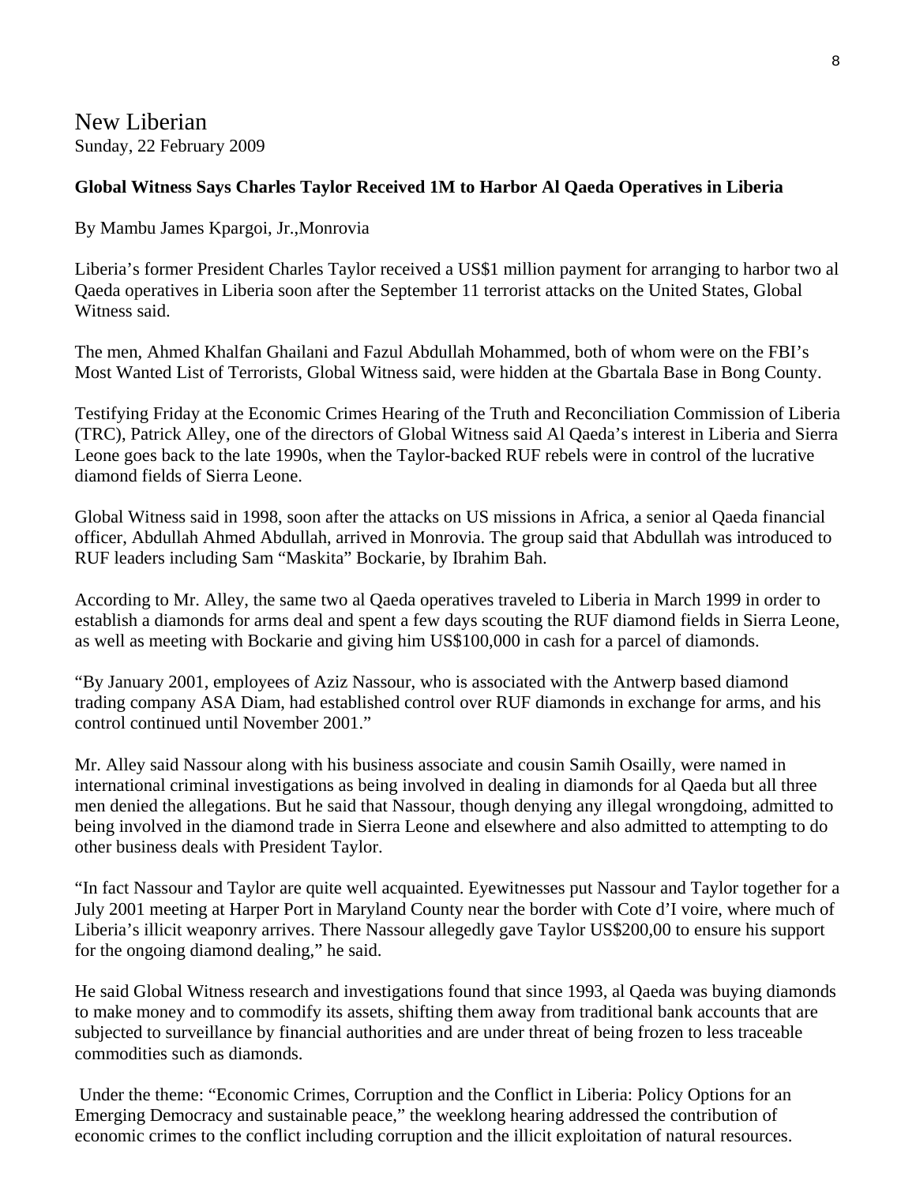New Liberian

Sunday, 22 February 2009

**Global Witness Says Charles Taylor Received 1M to Harbor Al Qaeda Operatives in Liberia**

By Mambu James Kpargoi, Jr.,Monrovia

Liberia's former President Charles Taylor received a US$1 million payment for arranging to harbor two al Qaeda operatives in Liberia soon after the September 11 terrorist attacks on the United States, Global Witness said.

The men, Ahmed Khalfan Ghailani and Fazul Abdullah Mohammed, both of whom were on the FBI's Most Wanted List of Terrorists, Global Witness said, were hidden at the Gbartala Base in Bong County.

Testifying Friday at the Economic Crimes Hearing of the Truth and Reconciliation Commission of Liberia (TRC), Patrick Alley, one of the directors of Global Witness said Al Qaeda's interest in Liberia and Sierra Leone goes back to the late 1990s, when the Taylor-backed RUF rebels were in control of the lucrative diamond fields of Sierra Leone.

Global Witness said in 1998, soon after the attacks on US missions in Africa, a senior al Qaeda financial officer, Abdullah Ahmed Abdullah, arrived in Monrovia. The group said that Abdullah was introduced to RUF leaders including Sam "Maskita" Bockarie, by Ibrahim Bah.

According to Mr. Alley, the same two al Qaeda operatives traveled to Liberia in March 1999 in order to establish a diamonds for arms deal and spent a few days scouting the RUF diamond fields in Sierra Leone, as well as meeting with Bockarie and giving him US$100,000 in cash for a parcel of diamonds.

"By January 2001, employees of Aziz Nassour, who is associated with the Antwerp based diamond trading company ASA Diam, had established control over RUF diamonds in exchange for arms, and his control continued until November 2001."

Mr. Alley said Nassour along with his business associate and cousin Samih Osailly, were named in international criminal investigations as being involved in dealing in diamonds for al Qaeda but all three men denied the allegations. But he said that Nassour, though denying any illegal wrongdoing, admitted to being involved in the diamond trade in Sierra Leone and elsewhere and also admitted to attempting to do other business deals with President Taylor.

"In fact Nassour and Taylor are quite well acquainted. Eyewitnesses put Nassour and Taylor together for a July 2001 meeting at Harper Port in Maryland County near the border with Cote d'I voire, where much of Liberia's illicit weaponry arrives. There Nassour allegedly gave Taylor US$200,00 to ensure his support for the ongoing diamond dealing," he said.

He said Global Witness research and investigations found that since 1993, al Qaeda was buying diamonds to make money and to commodify its assets, shifting them away from traditional bank accounts that are subjected to surveillance by financial authorities and are under threat of being frozen to less traceable commodities such as diamonds.

Under the theme: "Economic Crimes, Corruption and the Conflict in Liberia: Policy Options for an Emerging Democracy and sustainable peace," the weeklong hearing addressed the contribution of economic crimes to the conflict including corruption and the illicit exploitation of natural resources.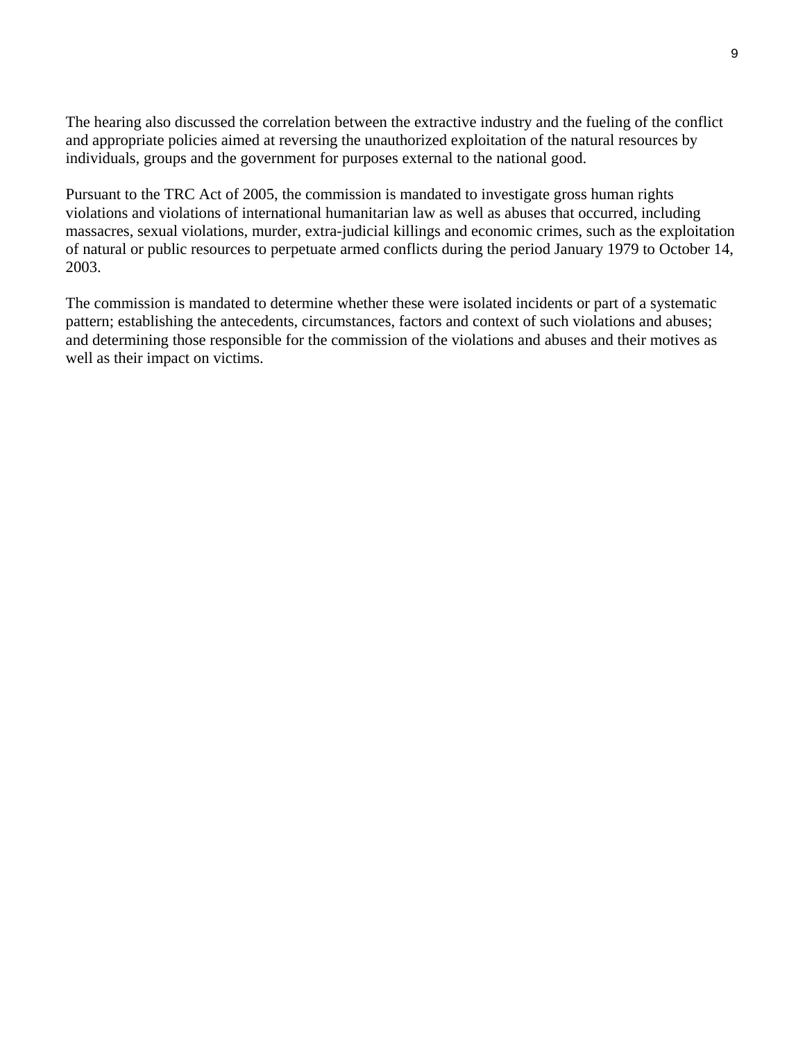The hearing also discussed the correlation between the extractive industry and the fueling of the conflict and appropriate policies aimed at reversing the unauthorized exploitation of the natural resources by individuals, groups and the government for purposes external to the national good.

Pursuant to the TRC Act of 2005, the commission is mandated to investigate gross human rights violations and violations of international humanitarian law as well as abuses that occurred, including massacres, sexual violations, murder, extra-judicial killings and economic crimes, such as the exploitation of natural or public resources to perpetuate armed conflicts during the period January 1979 to October 14, 2003.

The commission is mandated to determine whether these were isolated incidents or part of a systematic pattern; establishing the antecedents, circumstances, factors and context of such violations and abuses; and determining those responsible for the commission of the violations and abuses and their motives as well as their impact on victims.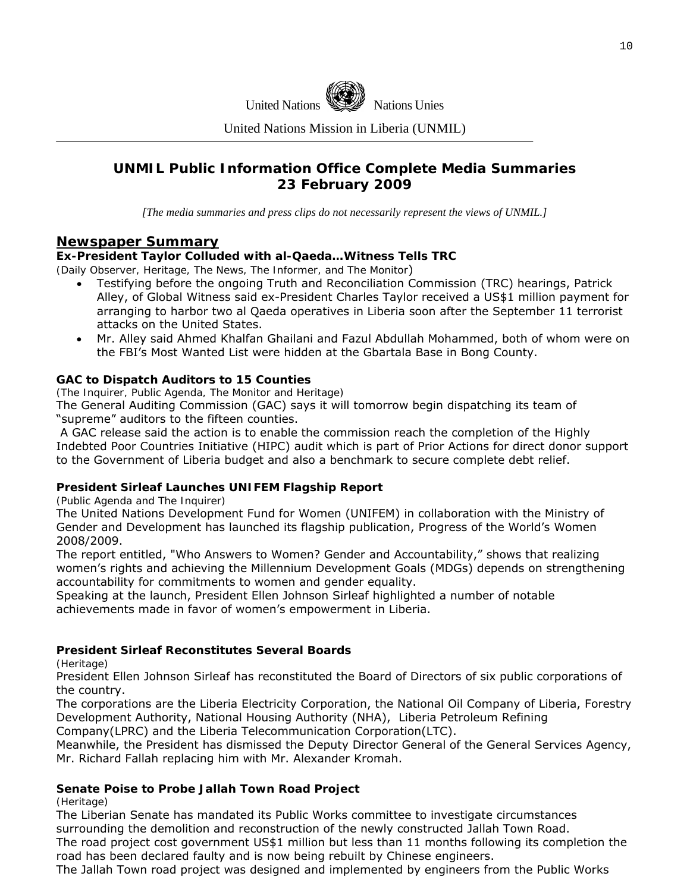United Nations Nations Unies

United Nations Mission in Liberia (UNMIL)

# UNMIL Public Information Office Complete Media Summaries
# 23 February 2009

*[The media summaries and press clips do not necessarily represent the views of UNMIL.]*

## Newspaper Summary

**Ex-President Taylor Colluded with al-Qaeda…Witness Tells TRC**

(Daily Observer, Heritage, The News, The Informer, and The Monitor)

- Testifying before the ongoing Truth and Reconciliation Commission (TRC) hearings, Patrick Alley, of Global Witness said ex-President Charles Taylor received a US$1 million payment for arranging to harbor two al Qaeda operatives in Liberia soon after the September 11 terrorist attacks on the United States.
- Mr. Alley said Ahmed Khalfan Ghailani and Fazul Abdullah Mohammed, both of whom were on the FBI's Most Wanted List were hidden at the Gbartala Base in Bong County.

**GAC to Dispatch Auditors to 15 Counties**

(The Inquirer, Public Agenda, The Monitor and Heritage)

The General Auditing Commission (GAC) says it will tomorrow begin dispatching its team of "supreme" auditors to the fifteen counties.

A GAC release said the action is to enable the commission reach the completion of the Highly Indebted Poor Countries Initiative (HIPC) audit which is part of Prior Actions for direct donor support to the Government of Liberia budget and also a benchmark to secure complete debt relief.

**President Sirleaf Launches UNIFEM Flagship Report**

(Public Agenda and The Inquirer)

The United Nations Development Fund for Women (UNIFEM) in collaboration with the Ministry of Gender and Development has launched its flagship publication, Progress of the World's Women 2008/2009.

The report entitled, "Who Answers to Women? Gender and Accountability," shows that realizing women's rights and achieving the Millennium Development Goals (MDGs) depends on strengthening accountability for commitments to women and gender equality.

Speaking at the launch, President Ellen Johnson Sirleaf highlighted a number of notable achievements made in favor of women's empowerment in Liberia.

**President Sirleaf Reconstitutes Several Boards**

(Heritage)

President Ellen Johnson Sirleaf has reconstituted the Board of Directors of six public corporations of the country.

The corporations are the Liberia Electricity Corporation, the National Oil Company of Liberia, Forestry Development Authority, National Housing Authority (NHA), Liberia Petroleum Refining Company(LPRC) and the Liberia Telecommunication Corporation(LTC).

Meanwhile, the President has dismissed the Deputy Director General of the General Services Agency, Mr. Richard Fallah replacing him with Mr. Alexander Kromah.

**Senate Poise to Probe Jallah Town Road Project**

(Heritage)

The Liberian Senate has mandated its Public Works committee to investigate circumstances surrounding the demolition and reconstruction of the newly constructed Jallah Town Road.

The road project cost government US$1 million but less than 11 months following its completion the road has been declared faulty and is now being rebuilt by Chinese engineers.

The Jallah Town road project was designed and implemented by engineers from the Public Works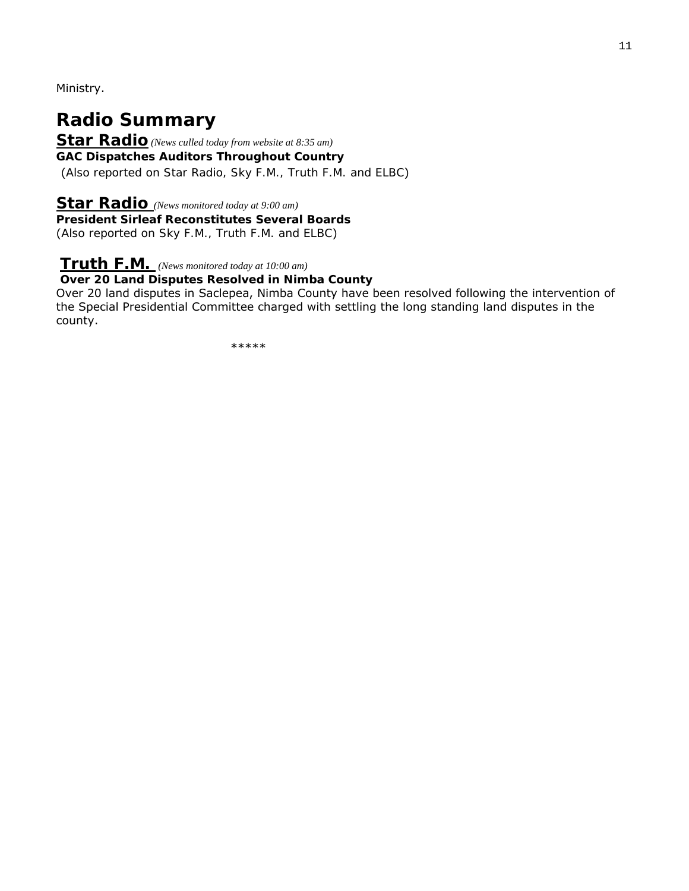Ministry.

# Radio Summary

## Star Radio *(News culled today from website at 8:35 am)*

**GAC Dispatches Auditors Throughout Country**

(Also reported on Star Radio, Sky F.M., Truth F.M. and ELBC)

## Star Radio *(News monitored today at 9:00 am)*

**President Sirleaf Reconstitutes Several Boards**

(Also reported on Sky F.M., Truth F.M. and ELBC)

## Truth F.M. *(News monitored today at 10:00 am)*

**Over 20 Land Disputes Resolved in Nimba County**

Over 20 land disputes in Saclepea, Nimba County have been resolved following the intervention of the Special Presidential Committee charged with settling the long standing land disputes in the county.

*****